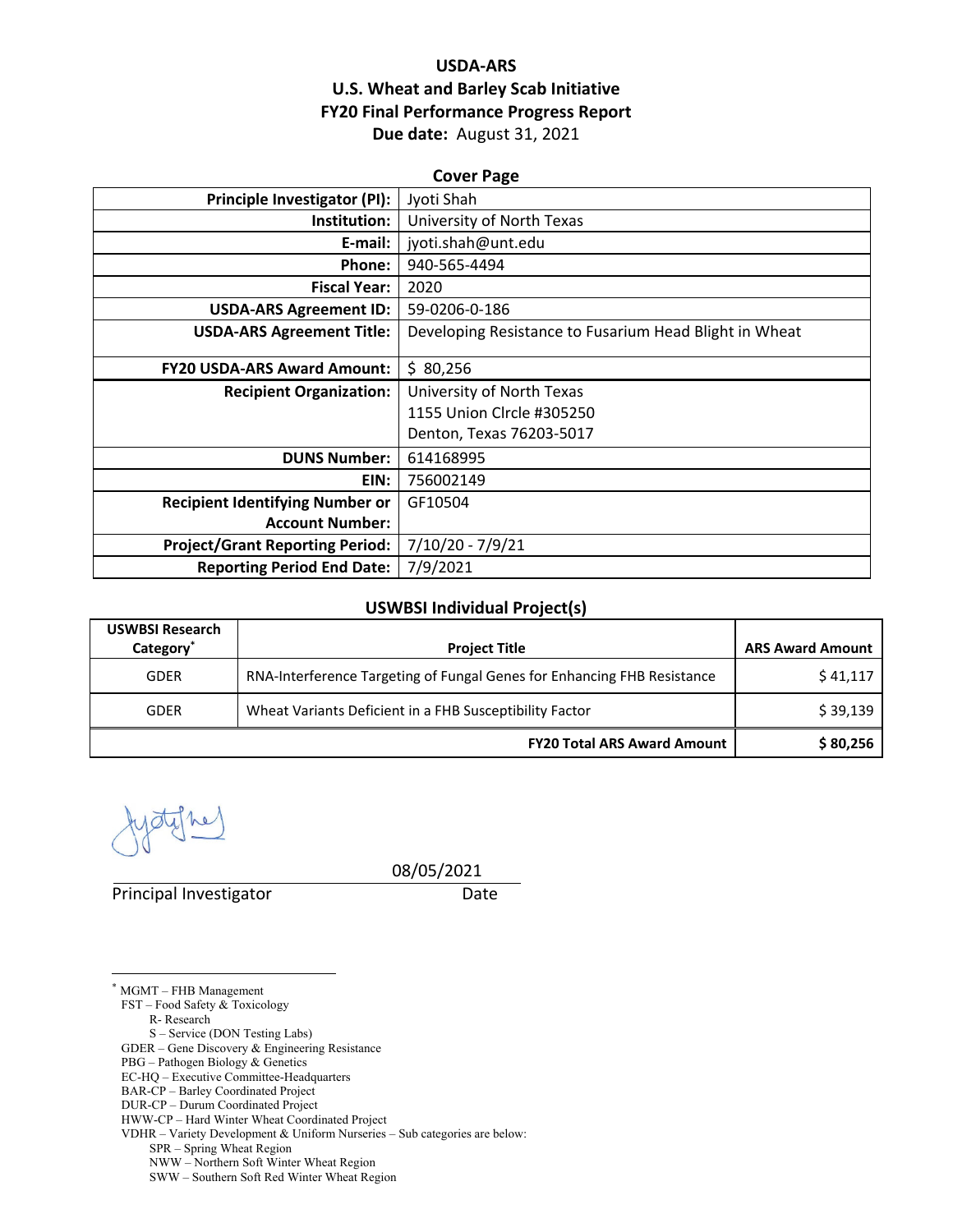# USDA-ARS
## U.S. Wheat and Barley Scab Initiative
## FY20 Final Performance Progress Report
**Due date:** August 31, 2021

### Cover Page

| | |
|---|---|
| **Principle Investigator (PI):** | Jyoti Shah |
| **Institution:** | University of North Texas |
| **E-mail:** | jyoti.shah@unt.edu |
| **Phone:** | 940-565-4494 |
| **Fiscal Year:** | 2020 |
| **USDA-ARS Agreement ID:** | 59-0206-0-186 |
| **USDA-ARS Agreement Title:** | Developing Resistance to Fusarium Head Blight in Wheat |
| **FY20 USDA-ARS Award Amount:** | $ 80,256 |
| **Recipient Organization:** | University of North Texas<br>1155 Union Clrcle #305250<br>Denton, Texas 76203-5017 |
| **DUNS Number:** | 614168995 |
| **EIN:** | 756002149 |
| **Recipient Identifying Number or Account Number:** | GF10504 |
| **Project/Grant Reporting Period:** | 7/10/20 - 7/9/21 |
| **Reporting Period End Date:** | 7/9/2021 |

### USWBSI Individual Project(s)

| USWBSI Research Category* | Project Title | ARS Award Amount |
|---|---|---|
| GDER | RNA-Interference Targeting of Fungal Genes for Enhancing FHB Resistance | $ 41,117 |
| GDER | Wheat Variants Deficient in a FHB Susceptibility Factor | $ 39,139 |
| | **FY20 Total ARS Award Amount** | **$ 80,256** |

08/05/2021

Principal Investigator &nbsp;&nbsp;&nbsp;&nbsp;&nbsp;&nbsp;&nbsp;&nbsp; Date

---

\* MGMT – FHB Management
FST – Food Safety & Toxicology
- R- Research
- S – Service (DON Testing Labs)

GDER – Gene Discovery & Engineering Resistance
PBG – Pathogen Biology & Genetics
EC-HQ – Executive Committee-Headquarters
BAR-CP – Barley Coordinated Project
DUR-CP – Durum Coordinated Project
HWW-CP – Hard Winter Wheat Coordinated Project
VDHR – Variety Development & Uniform Nurseries – Sub categories are below:
- SPR – Spring Wheat Region
- NWW – Northern Soft Winter Wheat Region
- SWW – Southern Soft Red Winter Wheat Region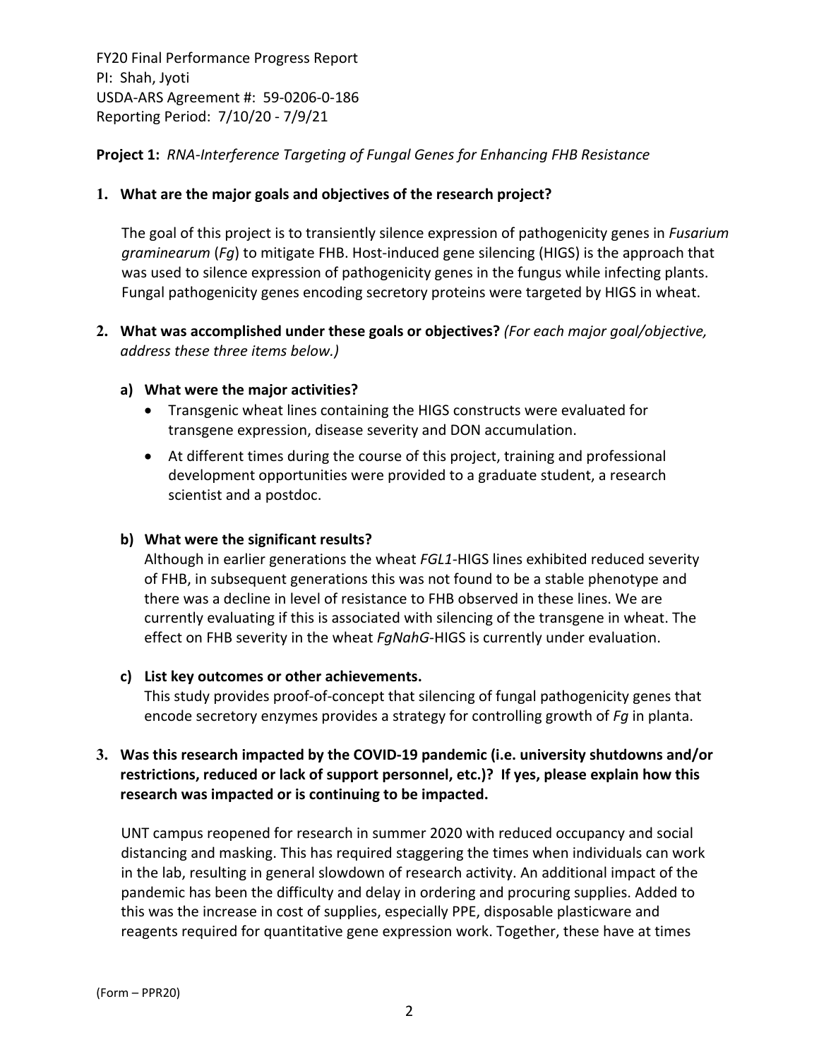FY20 Final Performance Progress Report
PI: Shah, Jyoti
USDA-ARS Agreement #: 59-0206-0-186
Reporting Period: 7/10/20 - 7/9/21

**Project 1:** *RNA-Interference Targeting of Fungal Genes for Enhancing FHB Resistance*

**1. What are the major goals and objectives of the research project?**

The goal of this project is to transiently silence expression of pathogenicity genes in *Fusarium graminearum* (*Fg*) to mitigate FHB. Host-induced gene silencing (HIGS) is the approach that was used to silence expression of pathogenicity genes in the fungus while infecting plants. Fungal pathogenicity genes encoding secretory proteins were targeted by HIGS in wheat.

**2. What was accomplished under these goals or objectives?** *(For each major goal/objective, address these three items below.)*

**a) What were the major activities?**

- Transgenic wheat lines containing the HIGS constructs were evaluated for transgene expression, disease severity and DON accumulation.
- At different times during the course of this project, training and professional development opportunities were provided to a graduate student, a research scientist and a postdoc.

**b) What were the significant results?**

Although in earlier generations the wheat *FGL1*-HIGS lines exhibited reduced severity of FHB, in subsequent generations this was not found to be a stable phenotype and there was a decline in level of resistance to FHB observed in these lines. We are currently evaluating if this is associated with silencing of the transgene in wheat. The effect on FHB severity in the wheat *FgNahG*-HIGS is currently under evaluation.

**c) List key outcomes or other achievements.**

This study provides proof-of-concept that silencing of fungal pathogenicity genes that encode secretory enzymes provides a strategy for controlling growth of *Fg* in planta.

**3. Was this research impacted by the COVID-19 pandemic (i.e. university shutdowns and/or restrictions, reduced or lack of support personnel, etc.)? If yes, please explain how this research was impacted or is continuing to be impacted.**

UNT campus reopened for research in summer 2020 with reduced occupancy and social distancing and masking. This has required staggering the times when individuals can work in the lab, resulting in general slowdown of research activity. An additional impact of the pandemic has been the difficulty and delay in ordering and procuring supplies. Added to this was the increase in cost of supplies, especially PPE, disposable plasticware and reagents required for quantitative gene expression work. Together, these have at times

(Form – PPR20)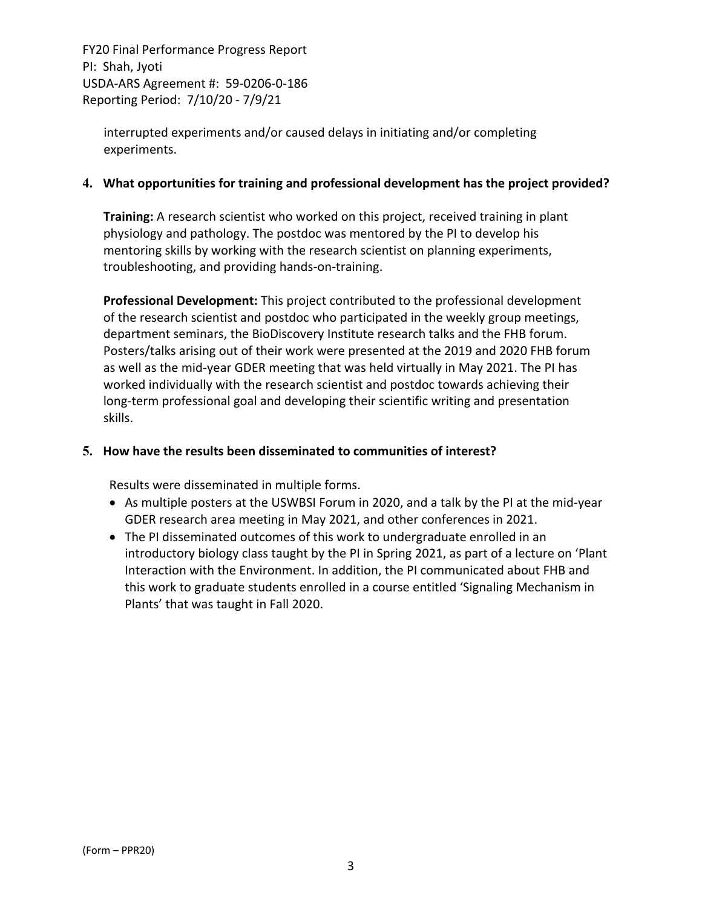interrupted experiments and/or caused delays in initiating and/or completing experiments.

**4. What opportunities for training and professional development has the project provided?**

**Training:** A research scientist who worked on this project, received training in plant physiology and pathology. The postdoc was mentored by the PI to develop his mentoring skills by working with the research scientist on planning experiments, troubleshooting, and providing hands-on-training.

**Professional Development:** This project contributed to the professional development of the research scientist and postdoc who participated in the weekly group meetings, department seminars, the BioDiscovery Institute research talks and the FHB forum. Posters/talks arising out of their work were presented at the 2019 and 2020 FHB forum as well as the mid-year GDER meeting that was held virtually in May 2021. The PI has worked individually with the research scientist and postdoc towards achieving their long-term professional goal and developing their scientific writing and presentation skills.

**5. How have the results been disseminated to communities of interest?**

Results were disseminated in multiple forms.

- As multiple posters at the USWBSI Forum in 2020, and a talk by the PI at the mid-year GDER research area meeting in May 2021, and other conferences in 2021.
- The PI disseminated outcomes of this work to undergraduate enrolled in an introductory biology class taught by the PI in Spring 2021, as part of a lecture on 'Plant Interaction with the Environment. In addition, the PI communicated about FHB and this work to graduate students enrolled in a course entitled 'Signaling Mechanism in Plants' that was taught in Fall 2020.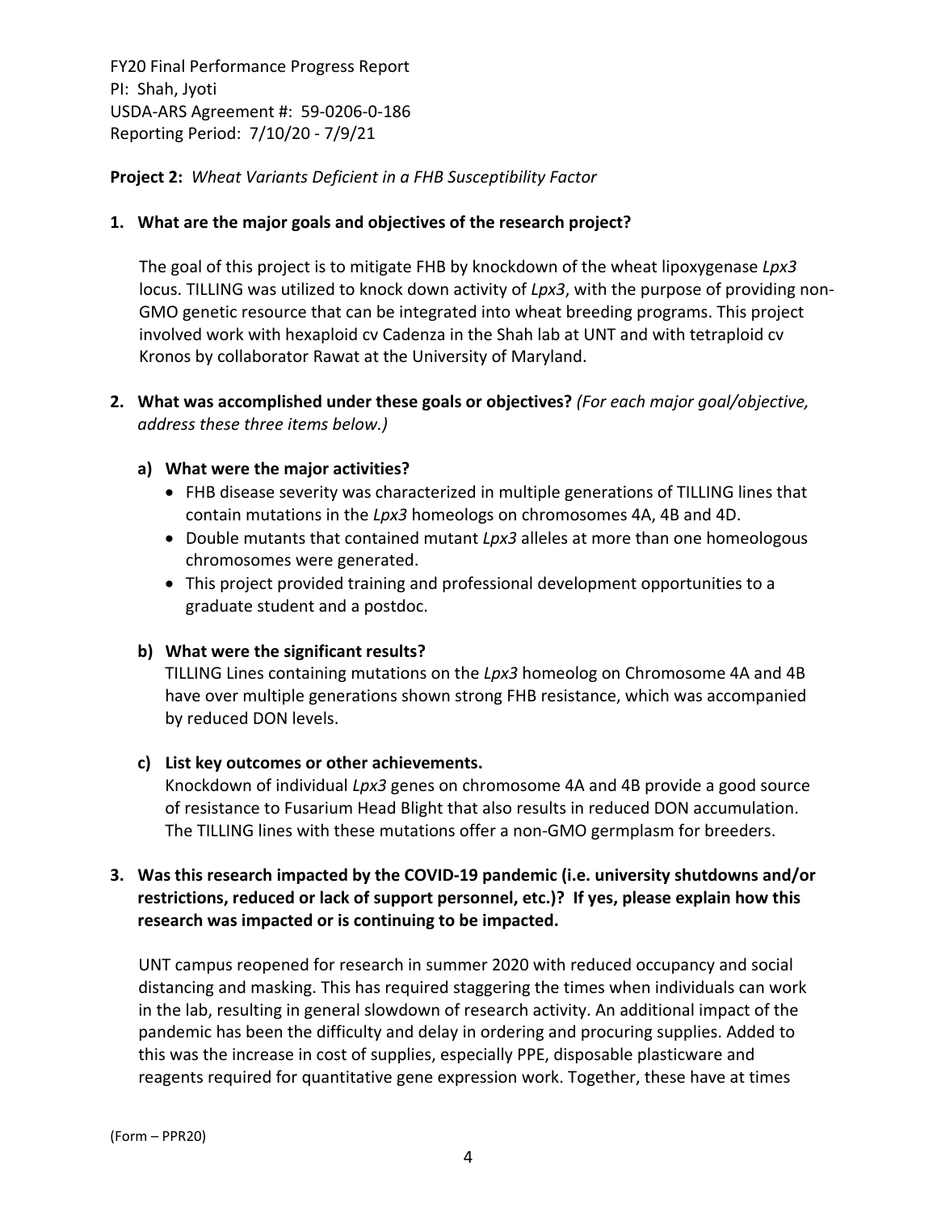FY20 Final Performance Progress Report
PI: Shah, Jyoti
USDA-ARS Agreement #: 59-0206-0-186
Reporting Period: 7/10/20 - 7/9/21

**Project 2:** *Wheat Variants Deficient in a FHB Susceptibility Factor*

**1. What are the major goals and objectives of the research project?**

The goal of this project is to mitigate FHB by knockdown of the wheat lipoxygenase *Lpx3* locus. TILLING was utilized to knock down activity of *Lpx3*, with the purpose of providing non-GMO genetic resource that can be integrated into wheat breeding programs. This project involved work with hexaploid cv Cadenza in the Shah lab at UNT and with tetraploid cv Kronos by collaborator Rawat at the University of Maryland.

**2. What was accomplished under these goals or objectives?** *(For each major goal/objective, address these three items below.)*

**a) What were the major activities?**

- FHB disease severity was characterized in multiple generations of TILLING lines that contain mutations in the *Lpx3* homeologs on chromosomes 4A, 4B and 4D.
- Double mutants that contained mutant *Lpx3* alleles at more than one homeologous chromosomes were generated.
- This project provided training and professional development opportunities to a graduate student and a postdoc.

**b) What were the significant results?**

TILLING Lines containing mutations on the *Lpx3* homeolog on Chromosome 4A and 4B have over multiple generations shown strong FHB resistance, which was accompanied by reduced DON levels.

**c) List key outcomes or other achievements.**

Knockdown of individual *Lpx3* genes on chromosome 4A and 4B provide a good source of resistance to Fusarium Head Blight that also results in reduced DON accumulation. The TILLING lines with these mutations offer a non-GMO germplasm for breeders.

**3. Was this research impacted by the COVID-19 pandemic (i.e. university shutdowns and/or restrictions, reduced or lack of support personnel, etc.)? If yes, please explain how this research was impacted or is continuing to be impacted.**

UNT campus reopened for research in summer 2020 with reduced occupancy and social distancing and masking. This has required staggering the times when individuals can work in the lab, resulting in general slowdown of research activity. An additional impact of the pandemic has been the difficulty and delay in ordering and procuring supplies. Added to this was the increase in cost of supplies, especially PPE, disposable plasticware and reagents required for quantitative gene expression work. Together, these have at times

(Form – PPR20)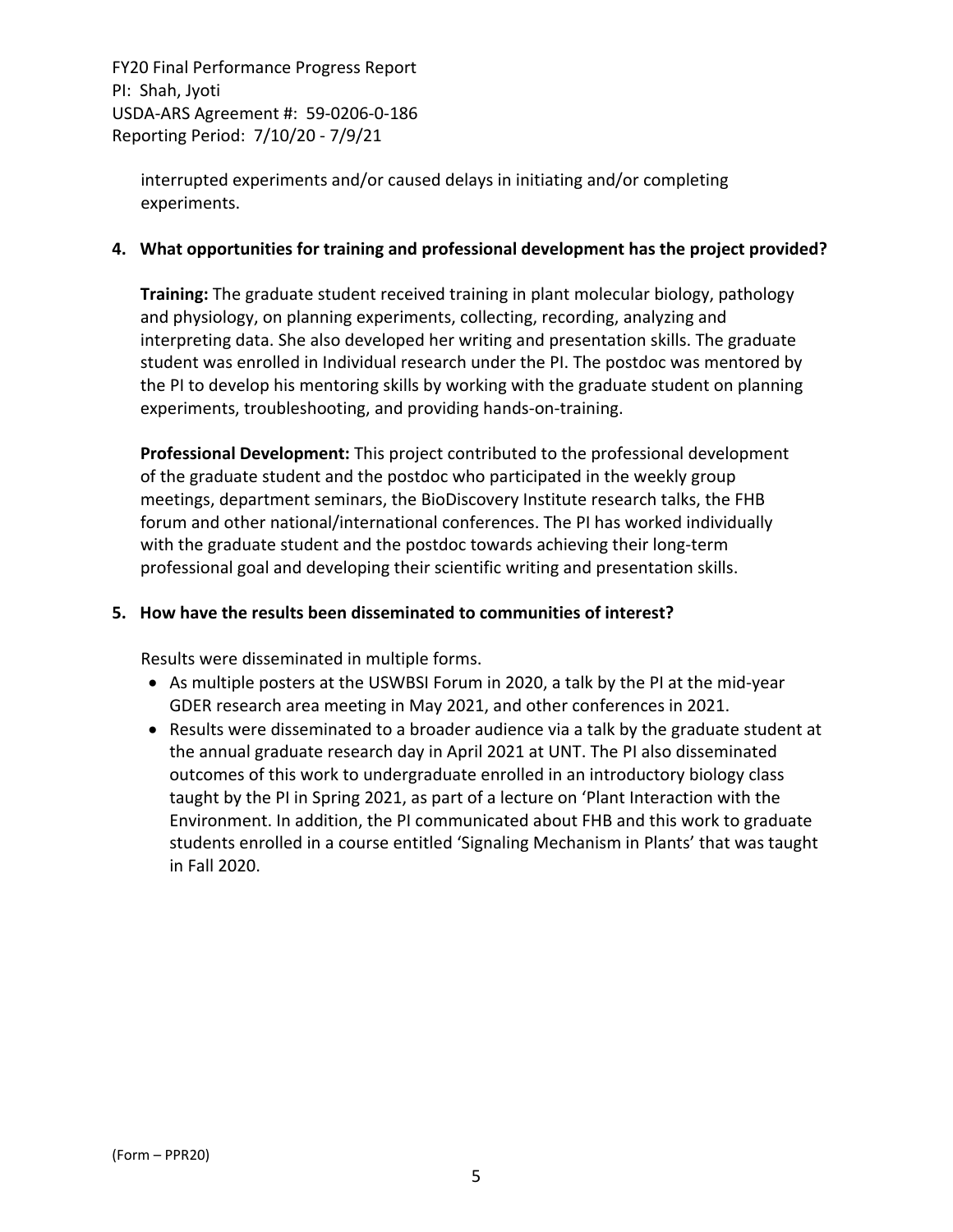interrupted experiments and/or caused delays in initiating and/or completing experiments.

**4. What opportunities for training and professional development has the project provided?**

**Training:** The graduate student received training in plant molecular biology, pathology and physiology, on planning experiments, collecting, recording, analyzing and interpreting data. She also developed her writing and presentation skills. The graduate student was enrolled in Individual research under the PI. The postdoc was mentored by the PI to develop his mentoring skills by working with the graduate student on planning experiments, troubleshooting, and providing hands-on-training.

**Professional Development:** This project contributed to the professional development of the graduate student and the postdoc who participated in the weekly group meetings, department seminars, the BioDiscovery Institute research talks, the FHB forum and other national/international conferences. The PI has worked individually with the graduate student and the postdoc towards achieving their long-term professional goal and developing their scientific writing and presentation skills.

**5. How have the results been disseminated to communities of interest?**

Results were disseminated in multiple forms.

- As multiple posters at the USWBSI Forum in 2020, a talk by the PI at the mid-year GDER research area meeting in May 2021, and other conferences in 2021.
- Results were disseminated to a broader audience via a talk by the graduate student at the annual graduate research day in April 2021 at UNT. The PI also disseminated outcomes of this work to undergraduate enrolled in an introductory biology class taught by the PI in Spring 2021, as part of a lecture on 'Plant Interaction with the Environment. In addition, the PI communicated about FHB and this work to graduate students enrolled in a course entitled 'Signaling Mechanism in Plants' that was taught in Fall 2020.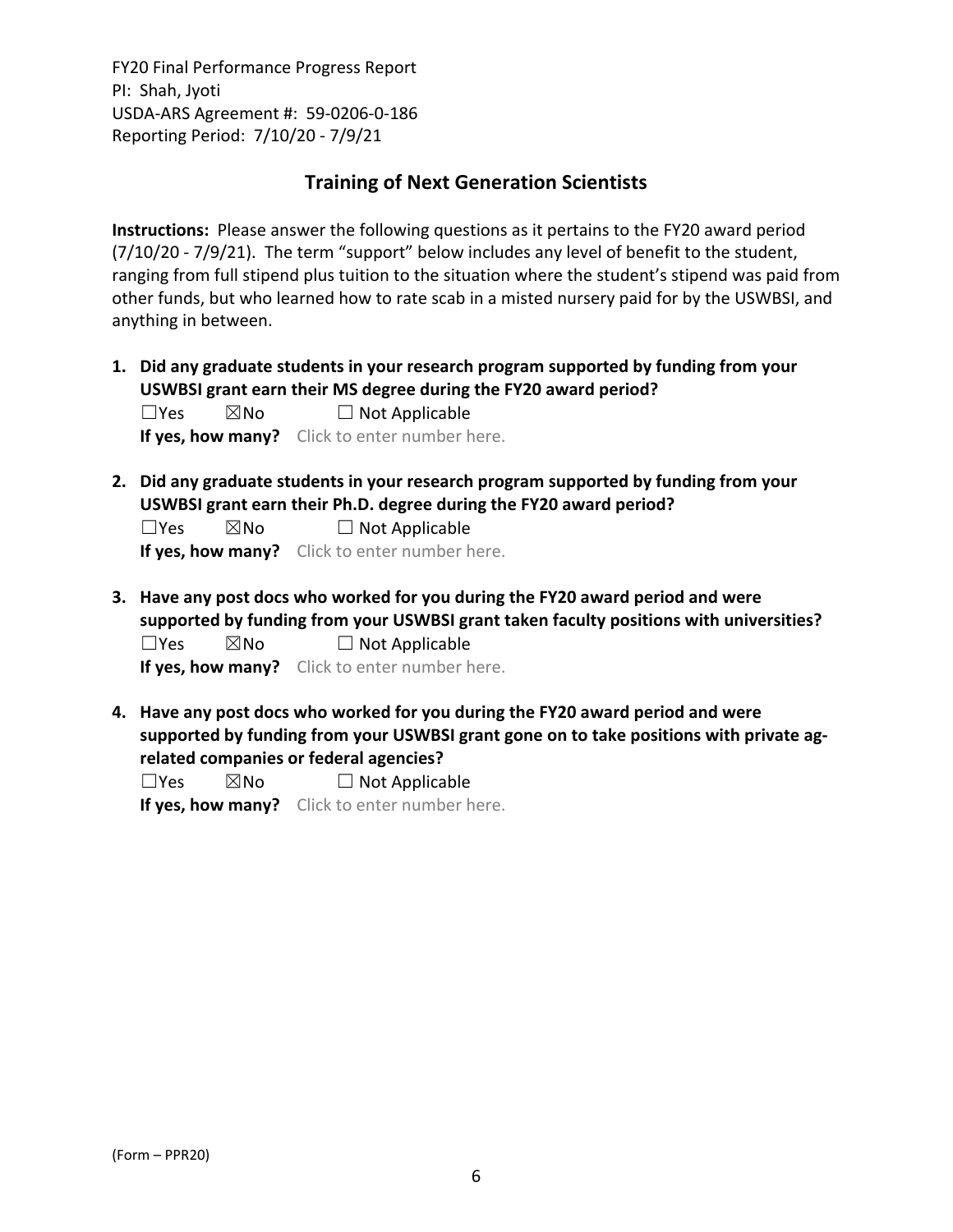## Training of Next Generation Scientists

**Instructions:** Please answer the following questions as it pertains to the FY20 award period (7/10/20 - 7/9/21). The term "support" below includes any level of benefit to the student, ranging from full stipend plus tuition to the situation where the student's stipend was paid from other funds, but who learned how to rate scab in a misted nursery paid for by the USWBSI, and anything in between.

1. **Did any graduate students in your research program supported by funding from your USWBSI grant earn their MS degree during the FY20 award period?**
   ☐Yes ☒No ☐ Not Applicable
   **If yes, how many?** Click to enter number here.

2. **Did any graduate students in your research program supported by funding from your USWBSI grant earn their Ph.D. degree during the FY20 award period?**
   ☐Yes ☒No ☐ Not Applicable
   **If yes, how many?** Click to enter number here.

3. **Have any post docs who worked for you during the FY20 award period and were supported by funding from your USWBSI grant taken faculty positions with universities?**
   ☐Yes ☒No ☐ Not Applicable
   **If yes, how many?** Click to enter number here.

4. **Have any post docs who worked for you during the FY20 award period and were supported by funding from your USWBSI grant gone on to take positions with private ag-related companies or federal agencies?**
   ☐Yes ☒No ☐ Not Applicable
   **If yes, how many?** Click to enter number here.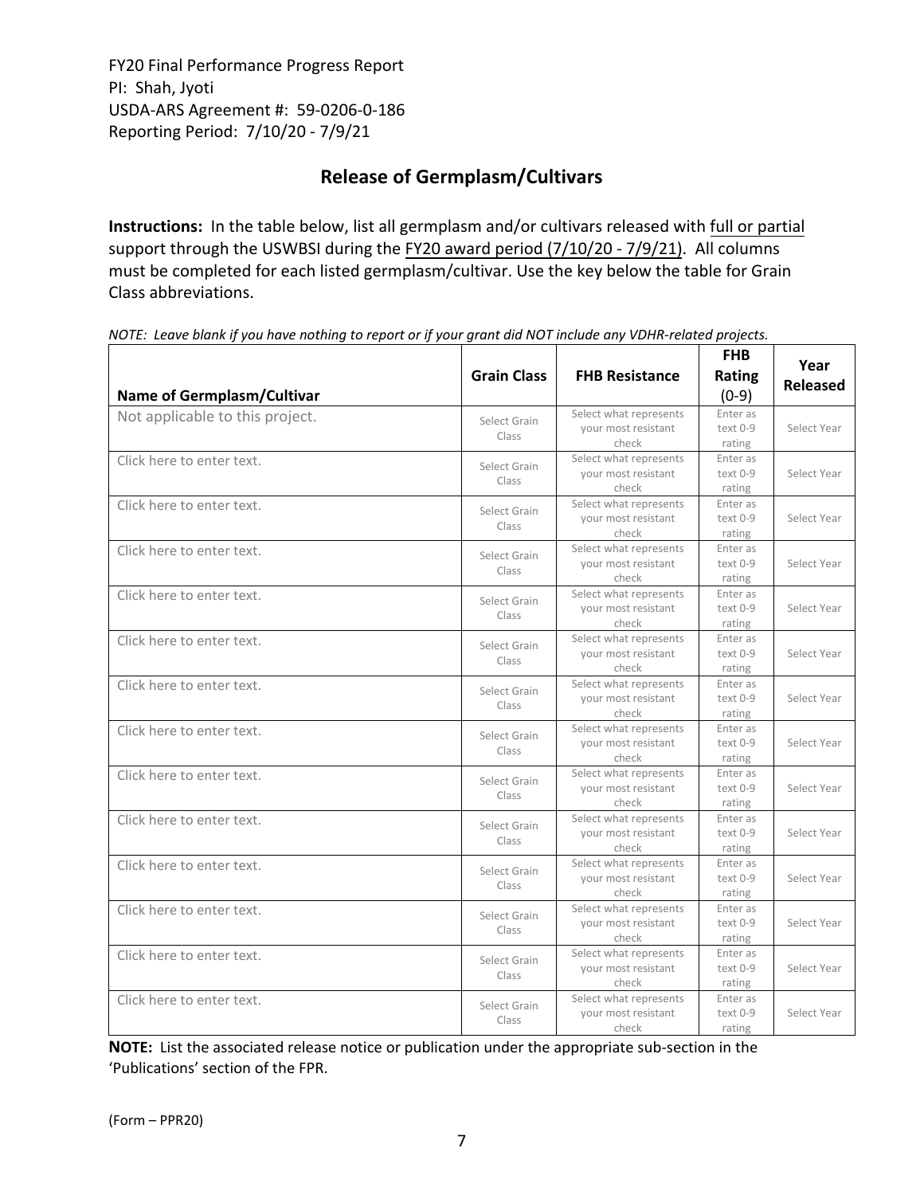FY20 Final Performance Progress Report
PI: Shah, Jyoti
USDA-ARS Agreement #: 59-0206-0-186
Reporting Period: 7/10/20 - 7/9/21

## Release of Germplasm/Cultivars

**Instructions:** In the table below, list all germplasm and/or cultivars released with full or partial support through the USWBSI during the FY20 award period (7/10/20 - 7/9/21). All columns must be completed for each listed germplasm/cultivar. Use the key below the table for Grain Class abbreviations.

*NOTE: Leave blank if you have nothing to report or if your grant did NOT include any VDHR-related projects.*

| Name of Germplasm/Cultivar | Grain Class | FHB Resistance | FHB Rating (0-9) | Year Released |
|---|---|---|---|---|
| Not applicable to this project. | Select Grain Class | Select what represents your most resistant check | Enter as text 0-9 rating | Select Year |
| Click here to enter text. | Select Grain Class | Select what represents your most resistant check | Enter as text 0-9 rating | Select Year |
| Click here to enter text. | Select Grain Class | Select what represents your most resistant check | Enter as text 0-9 rating | Select Year |
| Click here to enter text. | Select Grain Class | Select what represents your most resistant check | Enter as text 0-9 rating | Select Year |
| Click here to enter text. | Select Grain Class | Select what represents your most resistant check | Enter as text 0-9 rating | Select Year |
| Click here to enter text. | Select Grain Class | Select what represents your most resistant check | Enter as text 0-9 rating | Select Year |
| Click here to enter text. | Select Grain Class | Select what represents your most resistant check | Enter as text 0-9 rating | Select Year |
| Click here to enter text. | Select Grain Class | Select what represents your most resistant check | Enter as text 0-9 rating | Select Year |
| Click here to enter text. | Select Grain Class | Select what represents your most resistant check | Enter as text 0-9 rating | Select Year |
| Click here to enter text. | Select Grain Class | Select what represents your most resistant check | Enter as text 0-9 rating | Select Year |
| Click here to enter text. | Select Grain Class | Select what represents your most resistant check | Enter as text 0-9 rating | Select Year |
| Click here to enter text. | Select Grain Class | Select what represents your most resistant check | Enter as text 0-9 rating | Select Year |
| Click here to enter text. | Select Grain Class | Select what represents your most resistant check | Enter as text 0-9 rating | Select Year |
| Click here to enter text. | Select Grain Class | Select what represents your most resistant check | Enter as text 0-9 rating | Select Year |

**NOTE:** List the associated release notice or publication under the appropriate sub-section in the 'Publications' section of the FPR.

(Form – PPR20)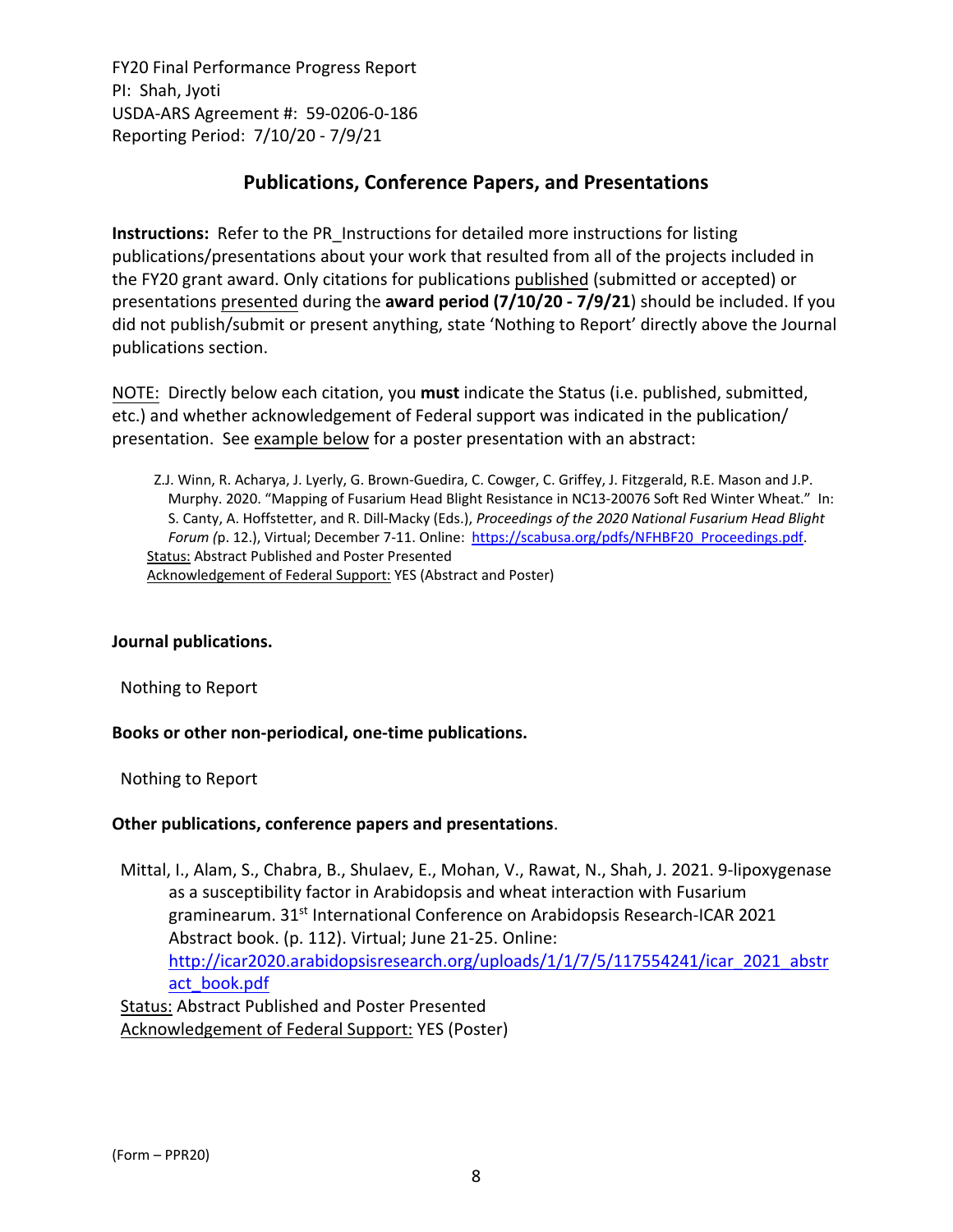FY20 Final Performance Progress Report
PI: Shah, Jyoti
USDA-ARS Agreement #: 59-0206-0-186
Reporting Period: 7/10/20 - 7/9/21

## Publications, Conference Papers, and Presentations

**Instructions:** Refer to the PR_Instructions for detailed more instructions for listing publications/presentations about your work that resulted from all of the projects included in the FY20 grant award. Only citations for publications published (submitted or accepted) or presentations presented during the **award period (7/10/20 - 7/9/21)** should be included. If you did not publish/submit or present anything, state 'Nothing to Report' directly above the Journal publications section.

NOTE: Directly below each citation, you **must** indicate the Status (i.e. published, submitted, etc.) and whether acknowledgement of Federal support was indicated in the publication/ presentation. See example below for a poster presentation with an abstract:

> Z.J. Winn, R. Acharya, J. Lyerly, G. Brown-Guedira, C. Cowger, C. Griffey, J. Fitzgerald, R.E. Mason and J.P. Murphy. 2020. "Mapping of Fusarium Head Blight Resistance in NC13-20076 Soft Red Winter Wheat." In: S. Canty, A. Hoffstetter, and R. Dill-Macky (Eds.), *Proceedings of the 2020 National Fusarium Head Blight Forum (*p. 12.), Virtual; December 7-11. Online: https://scabusa.org/pdfs/NFHBF20_Proceedings.pdf.
> Status: Abstract Published and Poster Presented
> Acknowledgement of Federal Support: YES (Abstract and Poster)

**Journal publications.**

Nothing to Report

**Books or other non-periodical, one-time publications.**

Nothing to Report

**Other publications, conference papers and presentations**.

Mittal, I., Alam, S., Chabra, B., Shulaev, E., Mohan, V., Rawat, N., Shah, J. 2021. 9-lipoxygenase as a susceptibility factor in Arabidopsis and wheat interaction with Fusarium graminearum. 31st International Conference on Arabidopsis Research-ICAR 2021 Abstract book. (p. 112). Virtual; June 21-25. Online: http://icar2020.arabidopsisresearch.org/uploads/1/1/7/5/117554241/icar_2021_abstract_book.pdf
Status: Abstract Published and Poster Presented
Acknowledgement of Federal Support: YES (Poster)

(Form – PPR20)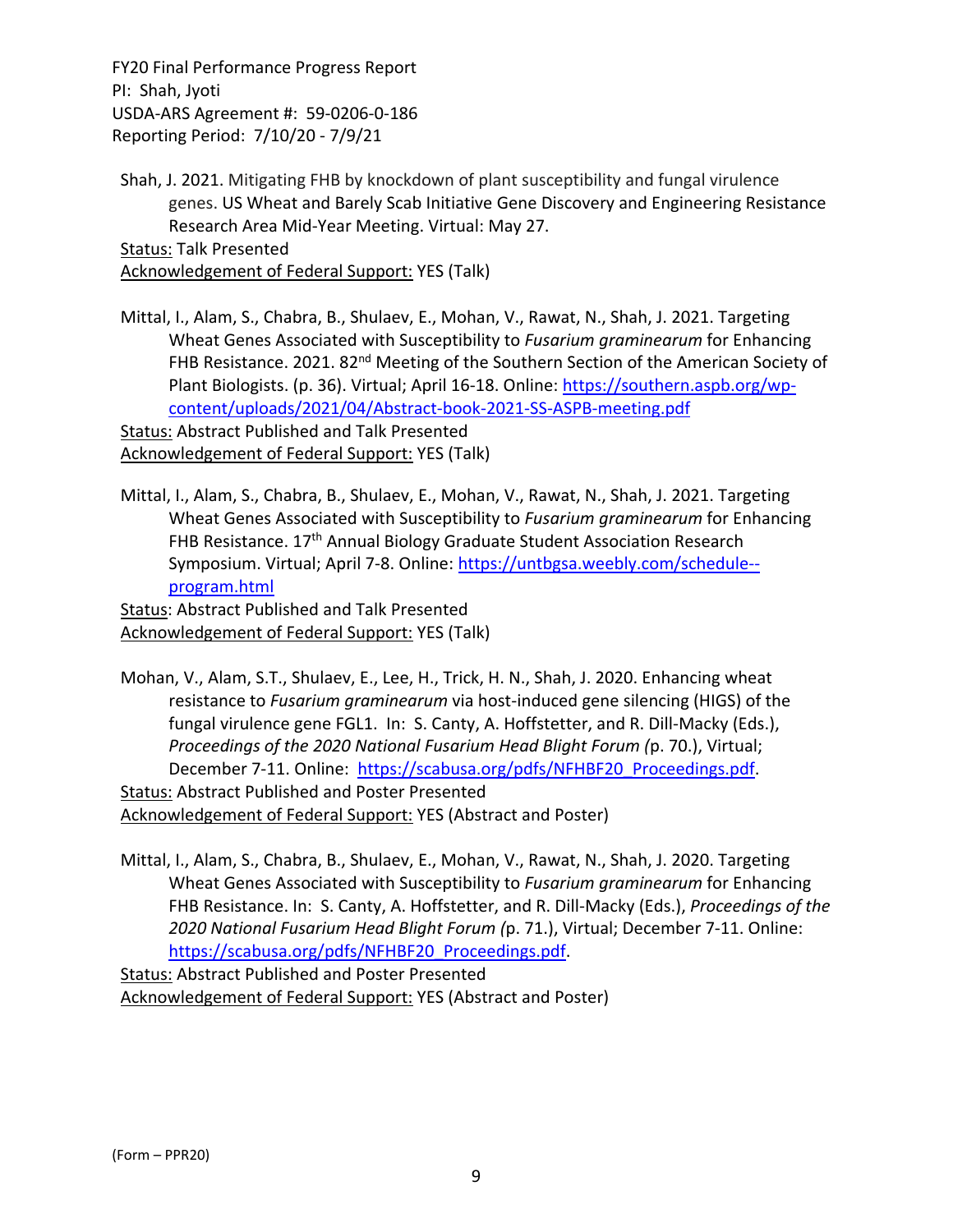Shah, J. 2021. Mitigating FHB by knockdown of plant susceptibility and fungal virulence genes. US Wheat and Barely Scab Initiative Gene Discovery and Engineering Resistance Research Area Mid-Year Meeting. Virtual: May 27.
Status: Talk Presented
Acknowledgement of Federal Support: YES (Talk)

Mittal, I., Alam, S., Chabra, B., Shulaev, E., Mohan, V., Rawat, N., Shah, J. 2021. Targeting Wheat Genes Associated with Susceptibility to *Fusarium graminearum* for Enhancing FHB Resistance. 2021. 82nd Meeting of the Southern Section of the American Society of Plant Biologists. (p. 36). Virtual; April 16-18. Online: https://southern.aspb.org/wp-content/uploads/2021/04/Abstract-book-2021-SS-ASPB-meeting.pdf
Status: Abstract Published and Talk Presented
Acknowledgement of Federal Support: YES (Talk)

Mittal, I., Alam, S., Chabra, B., Shulaev, E., Mohan, V., Rawat, N., Shah, J. 2021. Targeting Wheat Genes Associated with Susceptibility to *Fusarium graminearum* for Enhancing FHB Resistance. 17th Annual Biology Graduate Student Association Research Symposium. Virtual; April 7-8. Online: https://untbgsa.weebly.com/schedule--program.html
Status: Abstract Published and Talk Presented
Acknowledgement of Federal Support: YES (Talk)

Mohan, V., Alam, S.T., Shulaev, E., Lee, H., Trick, H. N., Shah, J. 2020. Enhancing wheat resistance to *Fusarium graminearum* via host-induced gene silencing (HIGS) of the fungal virulence gene FGL1. In: S. Canty, A. Hoffstetter, and R. Dill-Macky (Eds.), *Proceedings of the 2020 National Fusarium Head Blight Forum (*p. 70.), Virtual; December 7-11. Online: https://scabusa.org/pdfs/NFHBF20_Proceedings.pdf.
Status: Abstract Published and Poster Presented
Acknowledgement of Federal Support: YES (Abstract and Poster)

Mittal, I., Alam, S., Chabra, B., Shulaev, E., Mohan, V., Rawat, N., Shah, J. 2020. Targeting Wheat Genes Associated with Susceptibility to *Fusarium graminearum* for Enhancing FHB Resistance. In: S. Canty, A. Hoffstetter, and R. Dill-Macky (Eds.), *Proceedings of the 2020 National Fusarium Head Blight Forum (*p. 71.), Virtual; December 7-11. Online: https://scabusa.org/pdfs/NFHBF20_Proceedings.pdf.
Status: Abstract Published and Poster Presented
Acknowledgement of Federal Support: YES (Abstract and Poster)